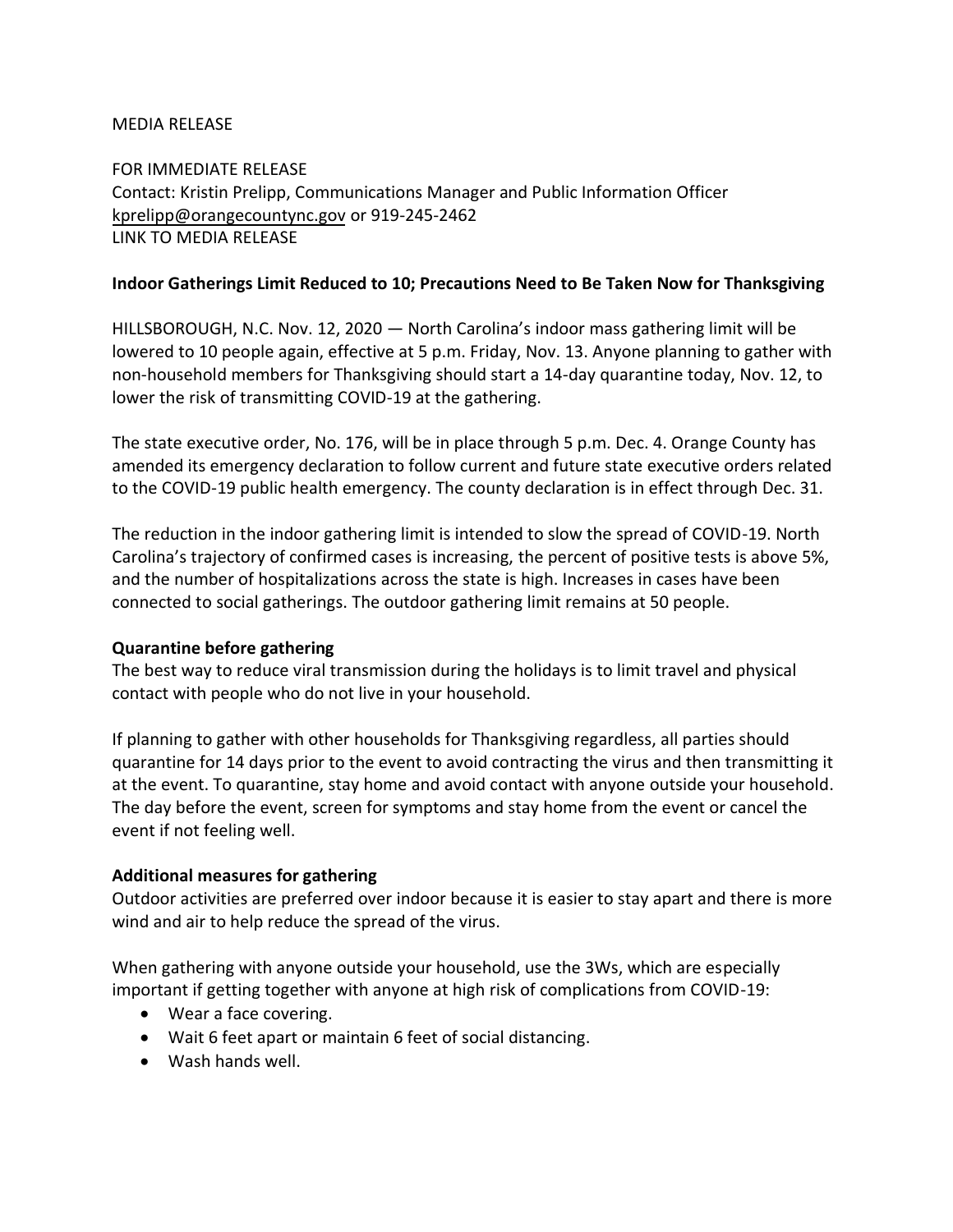MEDIA RELEASE

FOR IMMEDIATE RELEASE
Contact: Kristin Prelipp, Communications Manager and Public Information Officer
kprelipp@orangecountync.gov or 919-245-2462
LINK TO MEDIA RELEASE

**Indoor Gatherings Limit Reduced to 10; Precautions Need to Be Taken Now for Thanksgiving**

HILLSBOROUGH, N.C. Nov. 12, 2020 — North Carolina's indoor mass gathering limit will be lowered to 10 people again, effective at 5 p.m. Friday, Nov. 13. Anyone planning to gather with non-household members for Thanksgiving should start a 14-day quarantine today, Nov. 12, to lower the risk of transmitting COVID-19 at the gathering.

The state executive order, No. 176, will be in place through 5 p.m. Dec. 4. Orange County has amended its emergency declaration to follow current and future state executive orders related to the COVID-19 public health emergency. The county declaration is in effect through Dec. 31.

The reduction in the indoor gathering limit is intended to slow the spread of COVID-19. North Carolina's trajectory of confirmed cases is increasing, the percent of positive tests is above 5%, and the number of hospitalizations across the state is high. Increases in cases have been connected to social gatherings. The outdoor gathering limit remains at 50 people.

**Quarantine before gathering**

The best way to reduce viral transmission during the holidays is to limit travel and physical contact with people who do not live in your household.

If planning to gather with other households for Thanksgiving regardless, all parties should quarantine for 14 days prior to the event to avoid contracting the virus and then transmitting it at the event. To quarantine, stay home and avoid contact with anyone outside your household. The day before the event, screen for symptoms and stay home from the event or cancel the event if not feeling well.

**Additional measures for gathering**

Outdoor activities are preferred over indoor because it is easier to stay apart and there is more wind and air to help reduce the spread of the virus.

When gathering with anyone outside your household, use the 3Ws, which are especially important if getting together with anyone at high risk of complications from COVID-19:

- Wear a face covering.
- Wait 6 feet apart or maintain 6 feet of social distancing.
- Wash hands well.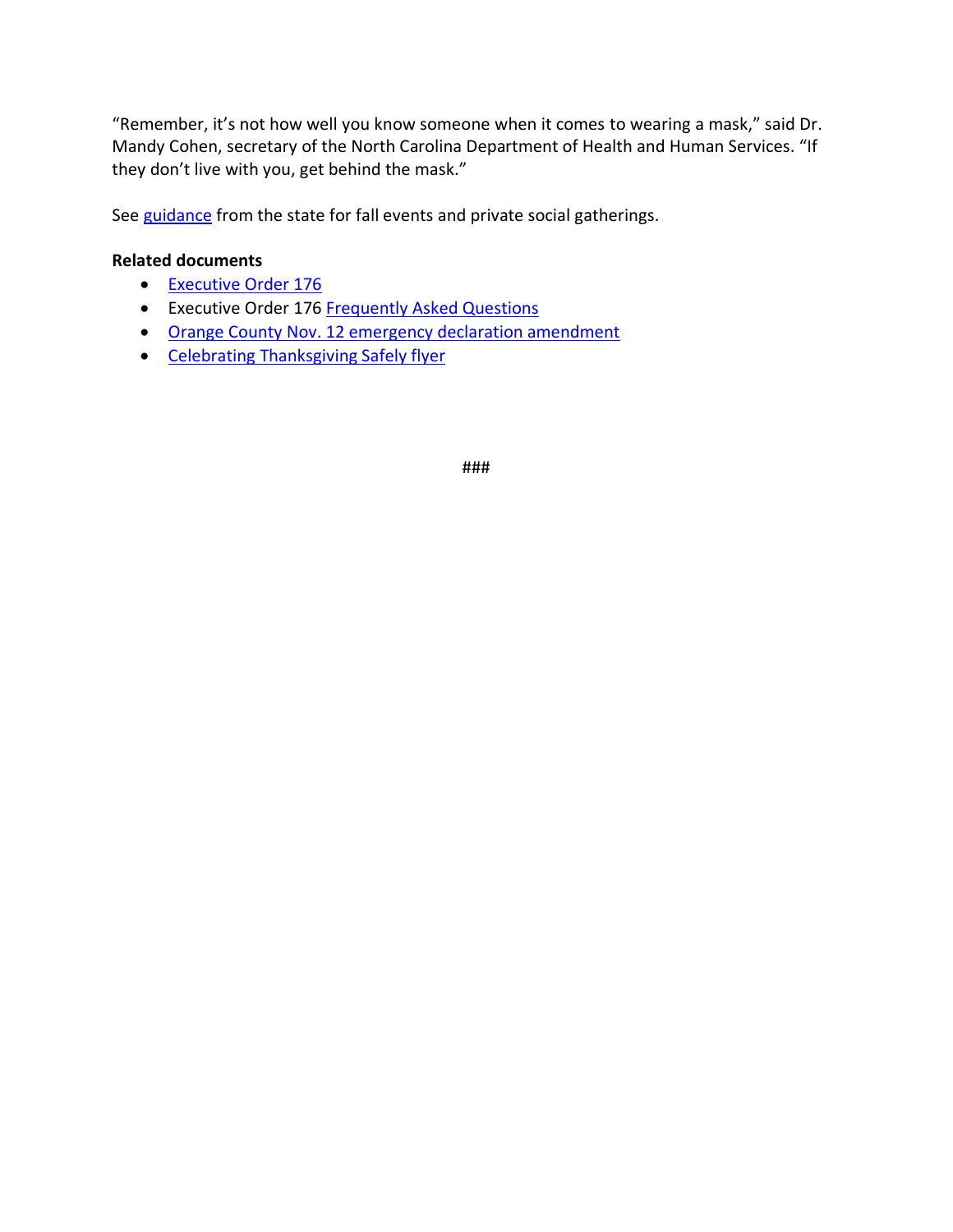"Remember, it's not how well you know someone when it comes to wearing a mask," said Dr. Mandy Cohen, secretary of the North Carolina Department of Health and Human Services. "If they don't live with you, get behind the mask."

See guidance from the state for fall events and private social gatherings.

**Related documents**

- Executive Order 176
- Executive Order 176 Frequently Asked Questions
- Orange County Nov. 12 emergency declaration amendment
- Celebrating Thanksgiving Safely flyer

###